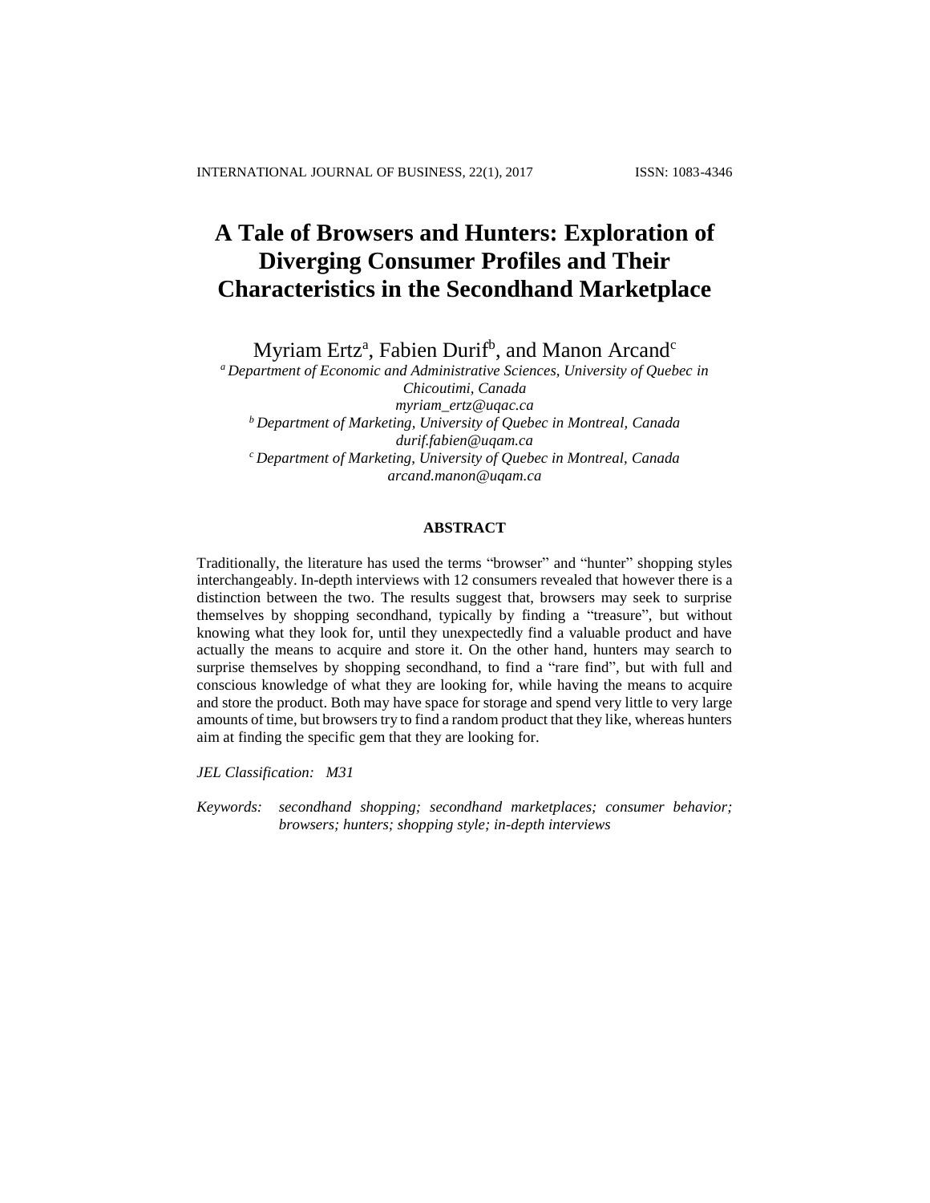# A Tale of Browsers and Hunters: Exploration of Diverging Consumer Profiles and Their Characteristics in the Secondhand Marketplace

Myriam Ertz[a], Fabien Durif[b], and Manon Arcand[c]

[a] *Department of Economic and Administrative Sciences, University of Quebec in Chicoutimi, Canada*
*myriam_ertz@uqac.ca*
[b] *Department of Marketing, University of Quebec in Montreal, Canada*
*durif.fabien@uqam.ca*
[c] *Department of Marketing, University of Quebec in Montreal, Canada*
*arcand.manon@uqam.ca*

## ABSTRACT

Traditionally, the literature has used the terms "browser" and "hunter" shopping styles interchangeably. In-depth interviews with 12 consumers revealed that however there is a distinction between the two. The results suggest that, browsers may seek to surprise themselves by shopping secondhand, typically by finding a "treasure", but without knowing what they look for, until they unexpectedly find a valuable product and have actually the means to acquire and store it. On the other hand, hunters may search to surprise themselves by shopping secondhand, to find a "rare find", but with full and conscious knowledge of what they are looking for, while having the means to acquire and store the product. Both may have space for storage and spend very little to very large amounts of time, but browsers try to find a random product that they like, whereas hunters aim at finding the specific gem that they are looking for.

*JEL Classification: M31*

*Keywords: secondhand shopping; secondhand marketplaces; consumer behavior; browsers; hunters; shopping style; in-depth interviews*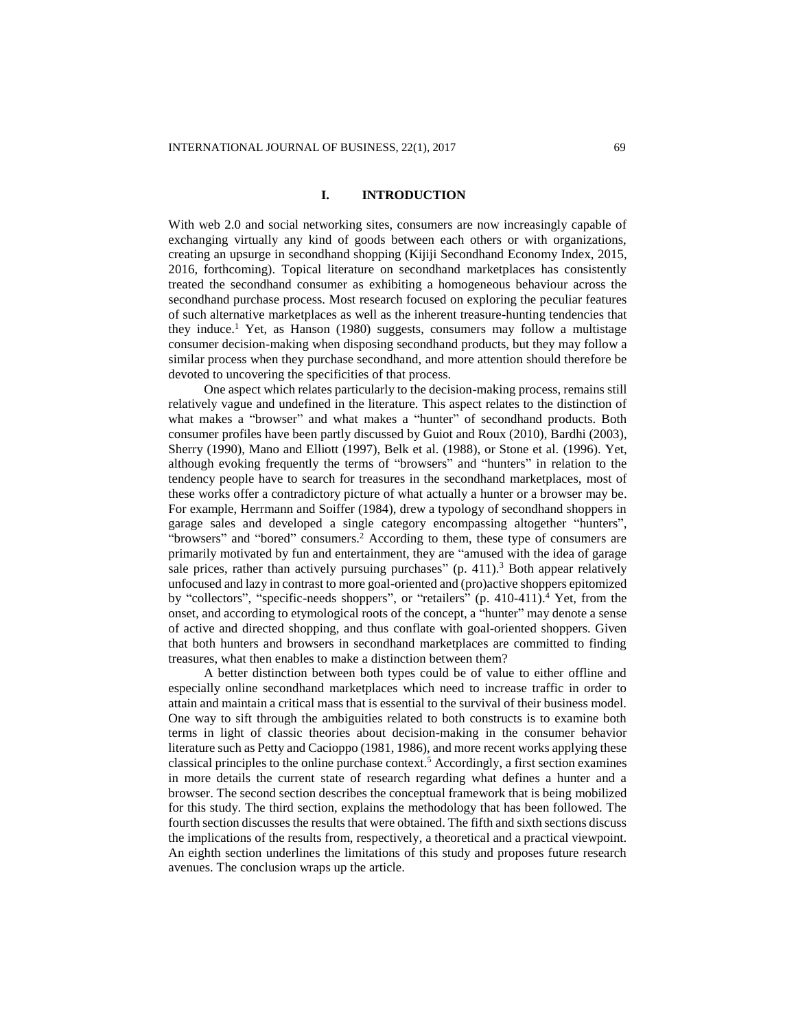# I. INTRODUCTION

With web 2.0 and social networking sites, consumers are now increasingly capable of exchanging virtually any kind of goods between each others or with organizations, creating an upsurge in secondhand shopping (Kijiji Secondhand Economy Index, 2015, 2016, forthcoming). Topical literature on secondhand marketplaces has consistently treated the secondhand consumer as exhibiting a homogeneous behaviour across the secondhand purchase process. Most research focused on exploring the peculiar features of such alternative marketplaces as well as the inherent treasure-hunting tendencies that they induce.[1] Yet, as Hanson (1980) suggests, consumers may follow a multistage consumer decision-making when disposing secondhand products, but they may follow a similar process when they purchase secondhand, and more attention should therefore be devoted to uncovering the specificities of that process.

One aspect which relates particularly to the decision-making process, remains still relatively vague and undefined in the literature. This aspect relates to the distinction of what makes a "browser" and what makes a "hunter" of secondhand products. Both consumer profiles have been partly discussed by Guiot and Roux (2010), Bardhi (2003), Sherry (1990), Mano and Elliott (1997), Belk et al. (1988), or Stone et al. (1996). Yet, although evoking frequently the terms of "browsers" and "hunters" in relation to the tendency people have to search for treasures in the secondhand marketplaces, most of these works offer a contradictory picture of what actually a hunter or a browser may be. For example, Herrmann and Soiffer (1984), drew a typology of secondhand shoppers in garage sales and developed a single category encompassing altogether "hunters", "browsers" and "bored" consumers.[2] According to them, these type of consumers are primarily motivated by fun and entertainment, they are "amused with the idea of garage sale prices, rather than actively pursuing purchases" (p. 411).[3] Both appear relatively unfocused and lazy in contrast to more goal-oriented and (pro)active shoppers epitomized by "collectors", "specific-needs shoppers", or "retailers" (p. 410-411).[4] Yet, from the onset, and according to etymological roots of the concept, a "hunter" may denote a sense of active and directed shopping, and thus conflate with goal-oriented shoppers. Given that both hunters and browsers in secondhand marketplaces are committed to finding treasures, what then enables to make a distinction between them?

A better distinction between both types could be of value to either offline and especially online secondhand marketplaces which need to increase traffic in order to attain and maintain a critical mass that is essential to the survival of their business model. One way to sift through the ambiguities related to both constructs is to examine both terms in light of classic theories about decision-making in the consumer behavior literature such as Petty and Cacioppo (1981, 1986), and more recent works applying these classical principles to the online purchase context.[5] Accordingly, a first section examines in more details the current state of research regarding what defines a hunter and a browser. The second section describes the conceptual framework that is being mobilized for this study. The third section, explains the methodology that has been followed. The fourth section discusses the results that were obtained. The fifth and sixth sections discuss the implications of the results from, respectively, a theoretical and a practical viewpoint. An eighth section underlines the limitations of this study and proposes future research avenues. The conclusion wraps up the article.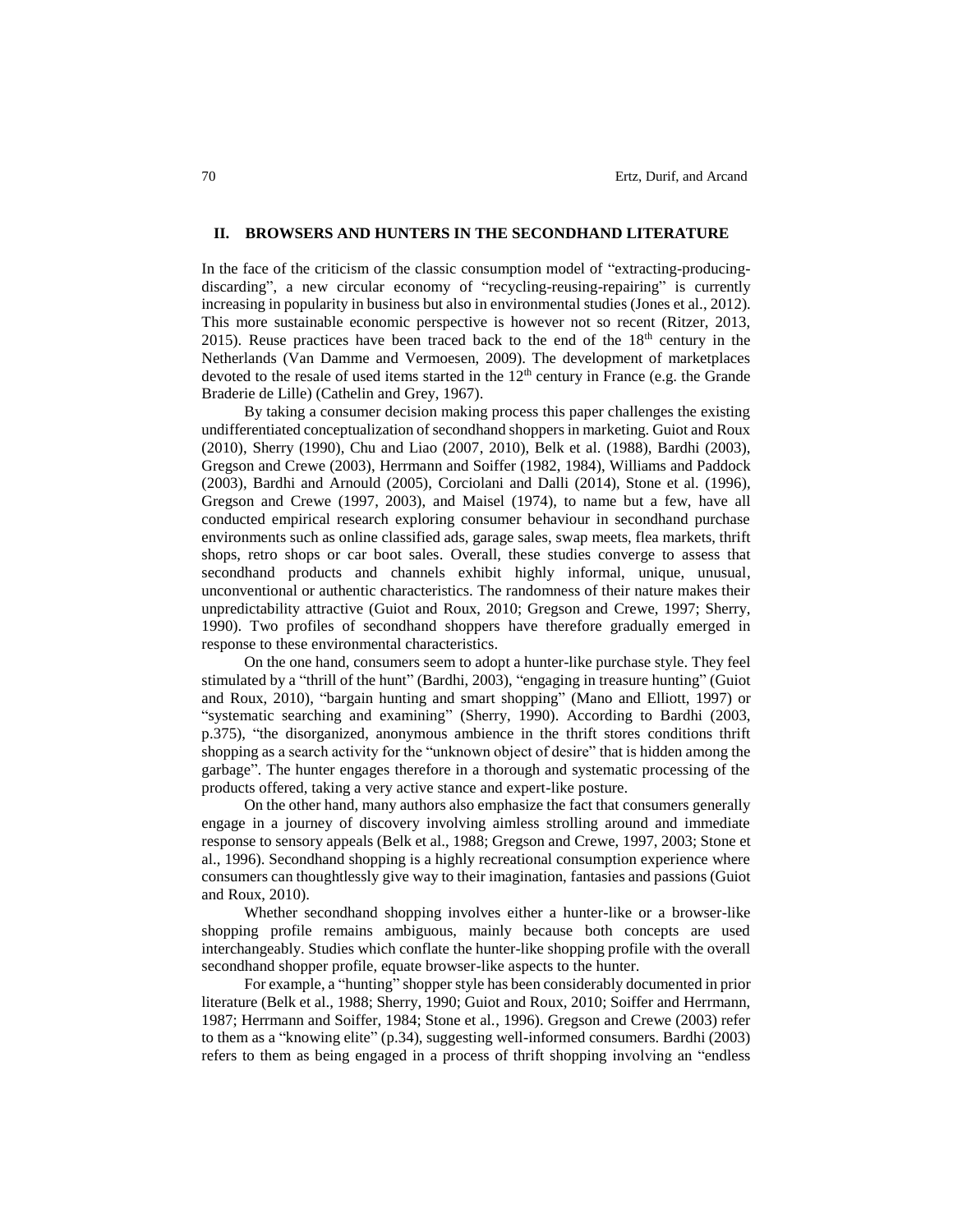## II. BROWSERS AND HUNTERS IN THE SECONDHAND LITERATURE

In the face of the criticism of the classic consumption model of "extracting-producing-discarding", a new circular economy of "recycling-reusing-repairing" is currently increasing in popularity in business but also in environmental studies (Jones et al., 2012). This more sustainable economic perspective is however not so recent (Ritzer, 2013, 2015). Reuse practices have been traced back to the end of the 18th century in the Netherlands (Van Damme and Vermoesen, 2009). The development of marketplaces devoted to the resale of used items started in the 12th century in France (e.g. the Grande Braderie de Lille) (Cathelin and Grey, 1967).

By taking a consumer decision making process this paper challenges the existing undifferentiated conceptualization of secondhand shoppers in marketing. Guiot and Roux (2010), Sherry (1990), Chu and Liao (2007, 2010), Belk et al. (1988), Bardhi (2003), Gregson and Crewe (2003), Herrmann and Soiffer (1982, 1984), Williams and Paddock (2003), Bardhi and Arnould (2005), Corciolani and Dalli (2014), Stone et al. (1996), Gregson and Crewe (1997, 2003), and Maisel (1974), to name but a few, have all conducted empirical research exploring consumer behaviour in secondhand purchase environments such as online classified ads, garage sales, swap meets, flea markets, thrift shops, retro shops or car boot sales. Overall, these studies converge to assess that secondhand products and channels exhibit highly informal, unique, unusual, unconventional or authentic characteristics. The randomness of their nature makes their unpredictability attractive (Guiot and Roux, 2010; Gregson and Crewe, 1997; Sherry, 1990). Two profiles of secondhand shoppers have therefore gradually emerged in response to these environmental characteristics.

On the one hand, consumers seem to adopt a hunter-like purchase style. They feel stimulated by a "thrill of the hunt" (Bardhi, 2003), "engaging in treasure hunting" (Guiot and Roux, 2010), "bargain hunting and smart shopping" (Mano and Elliott, 1997) or "systematic searching and examining" (Sherry, 1990). According to Bardhi (2003, p.375), "the disorganized, anonymous ambience in the thrift stores conditions thrift shopping as a search activity for the "unknown object of desire" that is hidden among the garbage". The hunter engages therefore in a thorough and systematic processing of the products offered, taking a very active stance and expert-like posture.

On the other hand, many authors also emphasize the fact that consumers generally engage in a journey of discovery involving aimless strolling around and immediate response to sensory appeals (Belk et al., 1988; Gregson and Crewe, 1997, 2003; Stone et al., 1996). Secondhand shopping is a highly recreational consumption experience where consumers can thoughtlessly give way to their imagination, fantasies and passions (Guiot and Roux, 2010).

Whether secondhand shopping involves either a hunter-like or a browser-like shopping profile remains ambiguous, mainly because both concepts are used interchangeably. Studies which conflate the hunter-like shopping profile with the overall secondhand shopper profile, equate browser-like aspects to the hunter.

For example, a "hunting" shopper style has been considerably documented in prior literature (Belk et al., 1988; Sherry, 1990; Guiot and Roux, 2010; Soiffer and Herrmann, 1987; Herrmann and Soiffer, 1984; Stone et al., 1996). Gregson and Crewe (2003) refer to them as a "knowing elite" (p.34), suggesting well-informed consumers. Bardhi (2003) refers to them as being engaged in a process of thrift shopping involving an "endless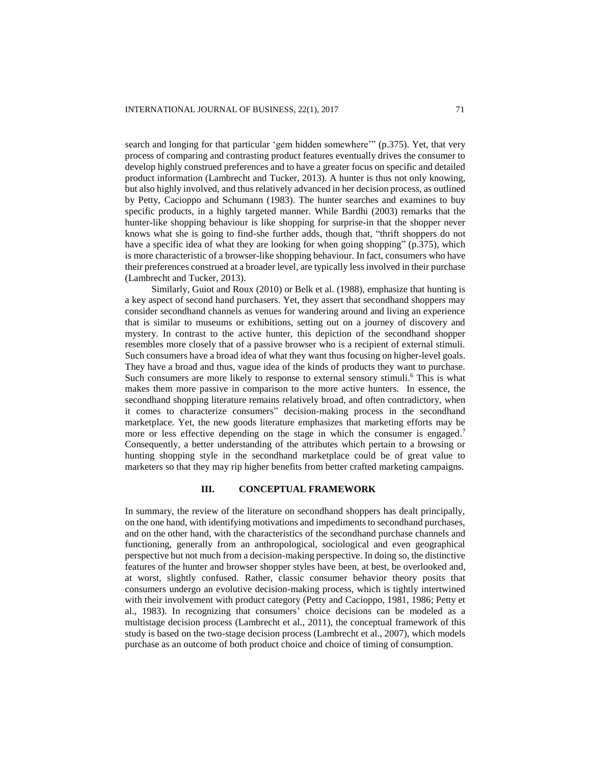search and longing for that particular 'gem hidden somewhere'" (p.375). Yet, that very process of comparing and contrasting product features eventually drives the consumer to develop highly construed preferences and to have a greater focus on specific and detailed product information (Lambrecht and Tucker, 2013). A hunter is thus not only knowing, but also highly involved, and thus relatively advanced in her decision process, as outlined by Petty, Cacioppo and Schumann (1983). The hunter searches and examines to buy specific products, in a highly targeted manner. While Bardhi (2003) remarks that the hunter-like shopping behaviour is like shopping for surprise-in that the shopper never knows what she is going to find-she further adds, though that, "thrift shoppers do not have a specific idea of what they are looking for when going shopping" (p.375), which is more characteristic of a browser-like shopping behaviour. In fact, consumers who have their preferences construed at a broader level, are typically less involved in their purchase (Lambrecht and Tucker, 2013).

Similarly, Guiot and Roux (2010) or Belk et al. (1988), emphasize that hunting is a key aspect of second hand purchasers. Yet, they assert that secondhand shoppers may consider secondhand channels as venues for wandering around and living an experience that is similar to museums or exhibitions, setting out on a journey of discovery and mystery. In contrast to the active hunter, this depiction of the secondhand shopper resembles more closely that of a passive browser who is a recipient of external stimuli. Such consumers have a broad idea of what they want thus focusing on higher-level goals. They have a broad and thus, vague idea of the kinds of products they want to purchase. Such consumers are more likely to response to external sensory stimuli.[6] This is what makes them more passive in comparison to the more active hunters. In essence, the secondhand shopping literature remains relatively broad, and often contradictory, when it comes to characterize consumers" decision-making process in the secondhand marketplace. Yet, the new goods literature emphasizes that marketing efforts may be more or less effective depending on the stage in which the consumer is engaged.[7] Consequently, a better understanding of the attributes which pertain to a browsing or hunting shopping style in the secondhand marketplace could be of great value to marketers so that they may rip higher benefits from better crafted marketing campaigns.

## III. CONCEPTUAL FRAMEWORK

In summary, the review of the literature on secondhand shoppers has dealt principally, on the one hand, with identifying motivations and impediments to secondhand purchases, and on the other hand, with the characteristics of the secondhand purchase channels and functioning, generally from an anthropological, sociological and even geographical perspective but not much from a decision-making perspective. In doing so, the distinctive features of the hunter and browser shopper styles have been, at best, be overlooked and, at worst, slightly confused. Rather, classic consumer behavior theory posits that consumers undergo an evolutive decision-making process, which is tightly intertwined with their involvement with product category (Petty and Cacioppo, 1981, 1986; Petty et al., 1983). In recognizing that consumers' choice decisions can be modeled as a multistage decision process (Lambrecht et al., 2011), the conceptual framework of this study is based on the two-stage decision process (Lambrecht et al., 2007), which models purchase as an outcome of both product choice and choice of timing of consumption.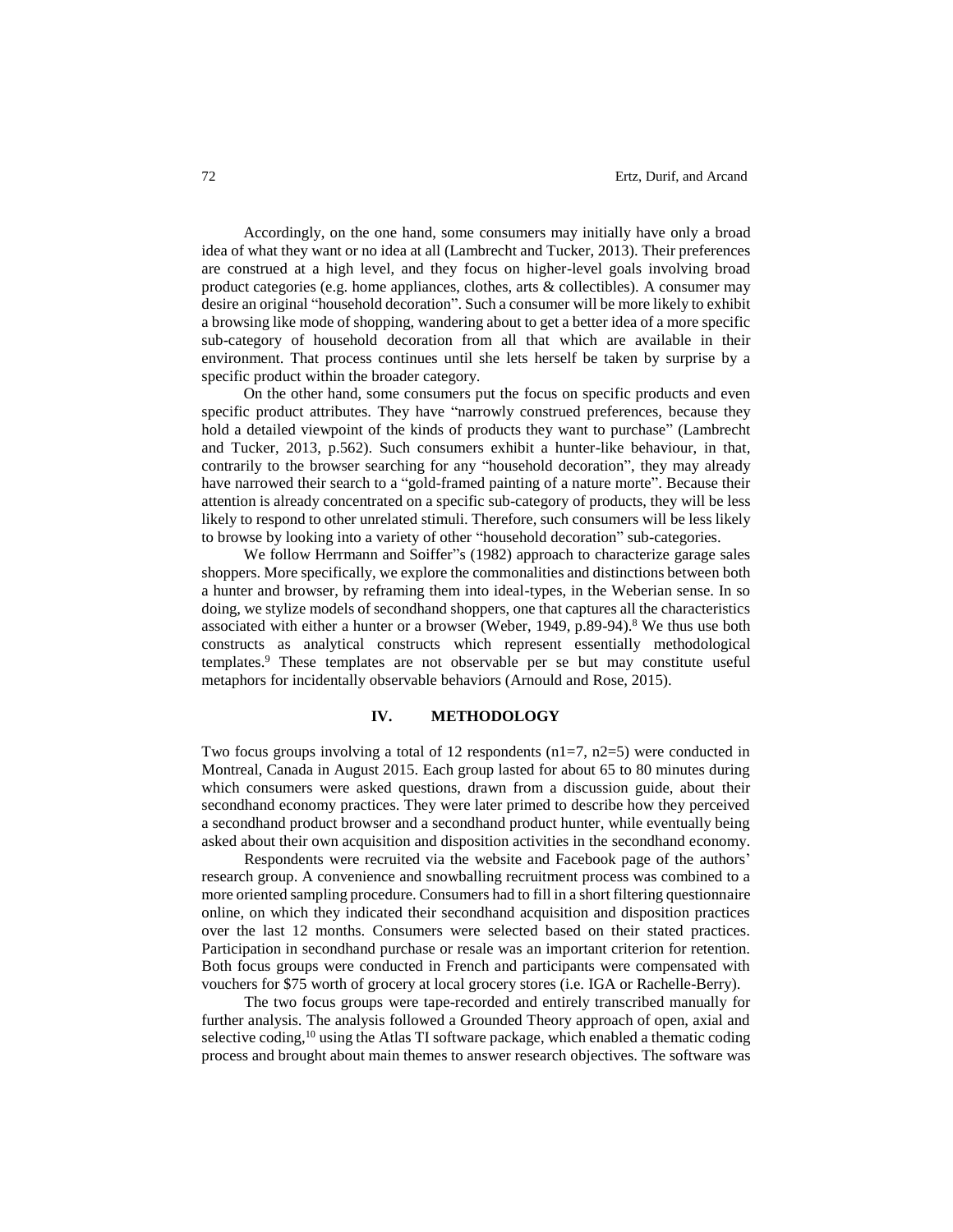Accordingly, on the one hand, some consumers may initially have only a broad idea of what they want or no idea at all (Lambrecht and Tucker, 2013). Their preferences are construed at a high level, and they focus on higher-level goals involving broad product categories (e.g. home appliances, clothes, arts & collectibles). A consumer may desire an original "household decoration". Such a consumer will be more likely to exhibit a browsing like mode of shopping, wandering about to get a better idea of a more specific sub-category of household decoration from all that which are available in their environment. That process continues until she lets herself be taken by surprise by a specific product within the broader category.

On the other hand, some consumers put the focus on specific products and even specific product attributes. They have "narrowly construed preferences, because they hold a detailed viewpoint of the kinds of products they want to purchase" (Lambrecht and Tucker, 2013, p.562). Such consumers exhibit a hunter-like behaviour, in that, contrarily to the browser searching for any "household decoration", they may already have narrowed their search to a "gold-framed painting of a nature morte". Because their attention is already concentrated on a specific sub-category of products, they will be less likely to respond to other unrelated stimuli. Therefore, such consumers will be less likely to browse by looking into a variety of other "household decoration" sub-categories.

We follow Herrmann and Soiffer"s (1982) approach to characterize garage sales shoppers. More specifically, we explore the commonalities and distinctions between both a hunter and browser, by reframing them into ideal-types, in the Weberian sense. In so doing, we stylize models of secondhand shoppers, one that captures all the characteristics associated with either a hunter or a browser (Weber, 1949, p.89-94).[8] We thus use both constructs as analytical constructs which represent essentially methodological templates.[9] These templates are not observable per se but may constitute useful metaphors for incidentally observable behaviors (Arnould and Rose, 2015).

## IV. METHODOLOGY

Two focus groups involving a total of 12 respondents (n1=7, n2=5) were conducted in Montreal, Canada in August 2015. Each group lasted for about 65 to 80 minutes during which consumers were asked questions, drawn from a discussion guide, about their secondhand economy practices. They were later primed to describe how they perceived a secondhand product browser and a secondhand product hunter, while eventually being asked about their own acquisition and disposition activities in the secondhand economy.

Respondents were recruited via the website and Facebook page of the authors' research group. A convenience and snowballing recruitment process was combined to a more oriented sampling procedure. Consumers had to fill in a short filtering questionnaire online, on which they indicated their secondhand acquisition and disposition practices over the last 12 months. Consumers were selected based on their stated practices. Participation in secondhand purchase or resale was an important criterion for retention. Both focus groups were conducted in French and participants were compensated with vouchers for $75 worth of grocery at local grocery stores (i.e. IGA or Rachelle-Berry).

The two focus groups were tape-recorded and entirely transcribed manually for further analysis. The analysis followed a Grounded Theory approach of open, axial and selective coding,[10] using the Atlas TI software package, which enabled a thematic coding process and brought about main themes to answer research objectives. The software was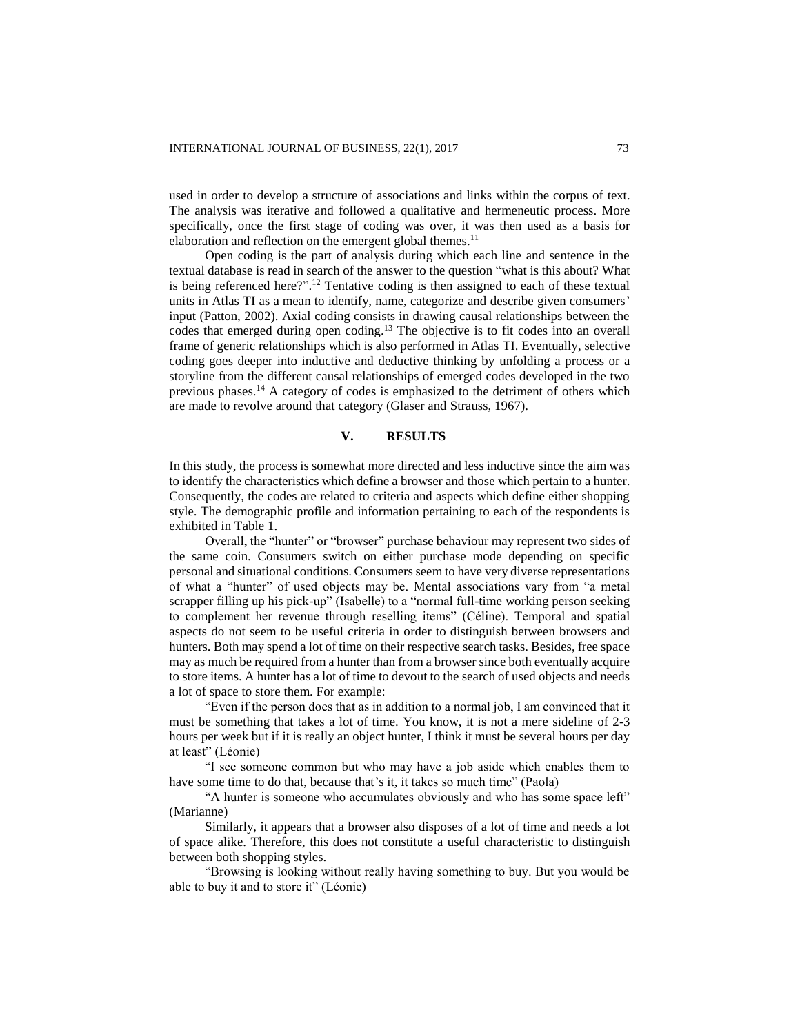used in order to develop a structure of associations and links within the corpus of text. The analysis was iterative and followed a qualitative and hermeneutic process. More specifically, once the first stage of coding was over, it was then used as a basis for elaboration and reflection on the emergent global themes.[11]

Open coding is the part of analysis during which each line and sentence in the textual database is read in search of the answer to the question "what is this about? What is being referenced here?".[12] Tentative coding is then assigned to each of these textual units in Atlas TI as a mean to identify, name, categorize and describe given consumers' input (Patton, 2002). Axial coding consists in drawing causal relationships between the codes that emerged during open coding.[13] The objective is to fit codes into an overall frame of generic relationships which is also performed in Atlas TI. Eventually, selective coding goes deeper into inductive and deductive thinking by unfolding a process or a storyline from the different causal relationships of emerged codes developed in the two previous phases.[14] A category of codes is emphasized to the detriment of others which are made to revolve around that category (Glaser and Strauss, 1967).

## V. RESULTS

In this study, the process is somewhat more directed and less inductive since the aim was to identify the characteristics which define a browser and those which pertain to a hunter. Consequently, the codes are related to criteria and aspects which define either shopping style. The demographic profile and information pertaining to each of the respondents is exhibited in Table 1.

Overall, the "hunter" or "browser" purchase behaviour may represent two sides of the same coin. Consumers switch on either purchase mode depending on specific personal and situational conditions. Consumers seem to have very diverse representations of what a "hunter" of used objects may be. Mental associations vary from "a metal scrapper filling up his pick-up" (Isabelle) to a "normal full-time working person seeking to complement her revenue through reselling items" (Céline). Temporal and spatial aspects do not seem to be useful criteria in order to distinguish between browsers and hunters. Both may spend a lot of time on their respective search tasks. Besides, free space may as much be required from a hunter than from a browser since both eventually acquire to store items. A hunter has a lot of time to devout to the search of used objects and needs a lot of space to store them. For example:

"Even if the person does that as in addition to a normal job, I am convinced that it must be something that takes a lot of time. You know, it is not a mere sideline of 2-3 hours per week but if it is really an object hunter, I think it must be several hours per day at least" (Léonie)

"I see someone common but who may have a job aside which enables them to have some time to do that, because that's it, it takes so much time" (Paola)

"A hunter is someone who accumulates obviously and who has some space left" (Marianne)

Similarly, it appears that a browser also disposes of a lot of time and needs a lot of space alike. Therefore, this does not constitute a useful characteristic to distinguish between both shopping styles.

"Browsing is looking without really having something to buy. But you would be able to buy it and to store it" (Léonie)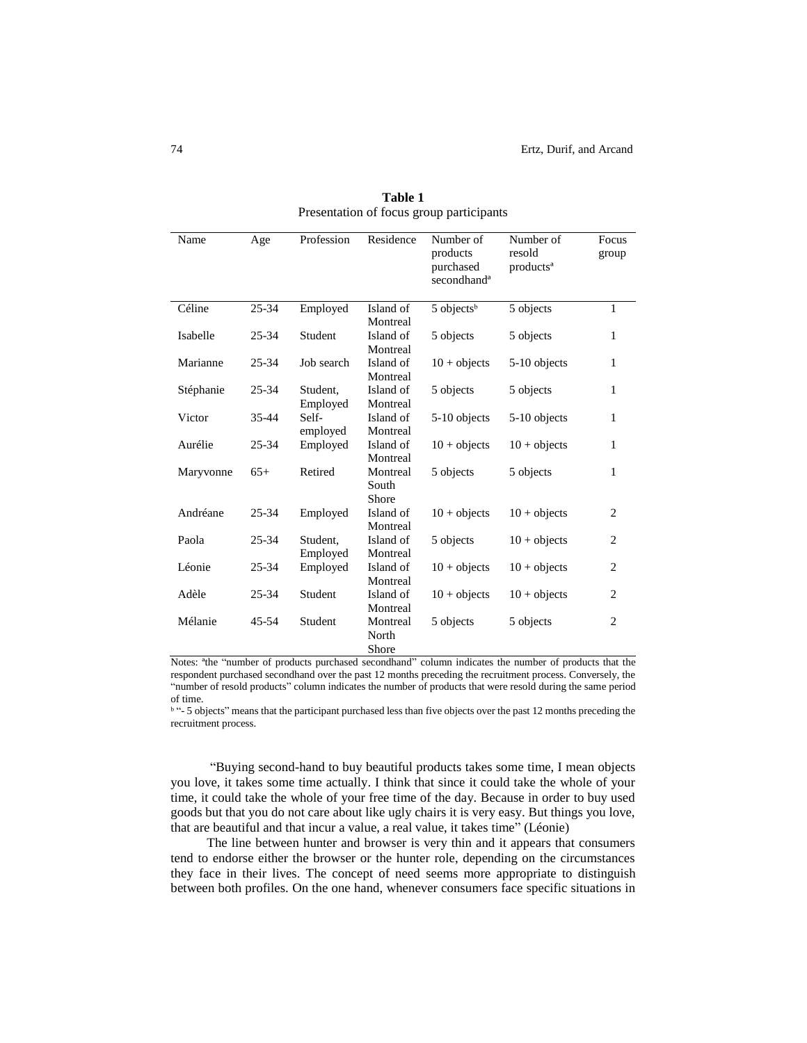**Table 1**
Presentation of focus group participants

| Name | Age | Profession | Residence | Number of products purchased secondhand[a] | Number of resold products[a] | Focus group |
|---|---|---|---|---|---|---|
| Céline | 25-34 | Employed | Island of Montreal | 5 objects[b] | 5 objects | 1 |
| Isabelle | 25-34 | Student | Island of Montreal | 5 objects | 5 objects | 1 |
| Marianne | 25-34 | Job search | Island of Montreal | 10 + objects | 5-10 objects | 1 |
| Stéphanie | 25-34 | Student, Employed | Island of Montreal | 5 objects | 5 objects | 1 |
| Victor | 35-44 | Self-employed | Island of Montreal | 5-10 objects | 5-10 objects | 1 |
| Aurélie | 25-34 | Employed | Island of Montreal | 10 + objects | 10 + objects | 1 |
| Maryvonne | 65+ | Retired | Montreal South Shore | 5 objects | 5 objects | 1 |
| Andréane | 25-34 | Employed | Island of Montreal | 10 + objects | 10 + objects | 2 |
| Paola | 25-34 | Student, Employed | Island of Montreal | 5 objects | 10 + objects | 2 |
| Léonie | 25-34 | Employed | Island of Montreal | 10 + objects | 10 + objects | 2 |
| Adèle | 25-34 | Student | Island of Montreal | 10 + objects | 10 + objects | 2 |
| Mélanie | 45-54 | Student | Montreal North Shore | 5 objects | 5 objects | 2 |

Notes: [a]the "number of products purchased secondhand" column indicates the number of products that the respondent purchased secondhand over the past 12 months preceding the recruitment process. Conversely, the "number of resold products" column indicates the number of products that were resold during the same period of time.
[b] "- 5 objects" means that the participant purchased less than five objects over the past 12 months preceding the recruitment process.

"Buying second-hand to buy beautiful products takes some time, I mean objects you love, it takes some time actually. I think that since it could take the whole of your time, it could take the whole of your free time of the day. Because in order to buy used goods but that you do not care about like ugly chairs it is very easy. But things you love, that are beautiful and that incur a value, a real value, it takes time" (Léonie)

The line between hunter and browser is very thin and it appears that consumers tend to endorse either the browser or the hunter role, depending on the circumstances they face in their lives. The concept of need seems more appropriate to distinguish between both profiles. On the one hand, whenever consumers face specific situations in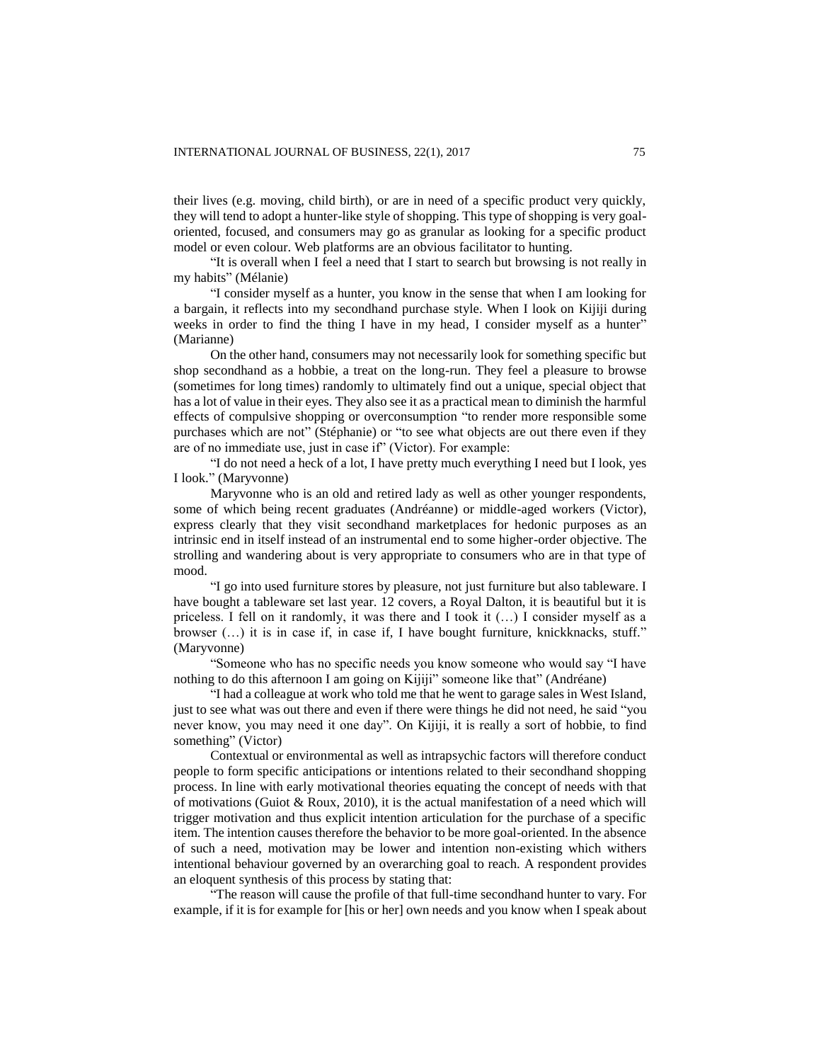their lives (e.g. moving, child birth), or are in need of a specific product very quickly, they will tend to adopt a hunter-like style of shopping. This type of shopping is very goal-oriented, focused, and consumers may go as granular as looking for a specific product model or even colour. Web platforms are an obvious facilitator to hunting.

"It is overall when I feel a need that I start to search but browsing is not really in my habits" (Mélanie)

"I consider myself as a hunter, you know in the sense that when I am looking for a bargain, it reflects into my secondhand purchase style. When I look on Kijiji during weeks in order to find the thing I have in my head, I consider myself as a hunter" (Marianne)

On the other hand, consumers may not necessarily look for something specific but shop secondhand as a hobbie, a treat on the long-run. They feel a pleasure to browse (sometimes for long times) randomly to ultimately find out a unique, special object that has a lot of value in their eyes. They also see it as a practical mean to diminish the harmful effects of compulsive shopping or overconsumption "to render more responsible some purchases which are not" (Stéphanie) or "to see what objects are out there even if they are of no immediate use, just in case if" (Victor). For example:

"I do not need a heck of a lot, I have pretty much everything I need but I look, yes I look." (Maryvonne)

Maryvonne who is an old and retired lady as well as other younger respondents, some of which being recent graduates (Andréanne) or middle-aged workers (Victor), express clearly that they visit secondhand marketplaces for hedonic purposes as an intrinsic end in itself instead of an instrumental end to some higher-order objective. The strolling and wandering about is very appropriate to consumers who are in that type of mood.

"I go into used furniture stores by pleasure, not just furniture but also tableware. I have bought a tableware set last year. 12 covers, a Royal Dalton, it is beautiful but it is priceless. I fell on it randomly, it was there and I took it (…) I consider myself as a browser (…) it is in case if, in case if, I have bought furniture, knickknacks, stuff." (Maryvonne)

"Someone who has no specific needs you know someone who would say "I have nothing to do this afternoon I am going on Kijiji" someone like that" (Andréane)

"I had a colleague at work who told me that he went to garage sales in West Island, just to see what was out there and even if there were things he did not need, he said "you never know, you may need it one day". On Kijiji, it is really a sort of hobbie, to find something" (Victor)

Contextual or environmental as well as intrapsychic factors will therefore conduct people to form specific anticipations or intentions related to their secondhand shopping process. In line with early motivational theories equating the concept of needs with that of motivations (Guiot & Roux, 2010), it is the actual manifestation of a need which will trigger motivation and thus explicit intention articulation for the purchase of a specific item. The intention causes therefore the behavior to be more goal-oriented. In the absence of such a need, motivation may be lower and intention non-existing which withers intentional behaviour governed by an overarching goal to reach. A respondent provides an eloquent synthesis of this process by stating that:

"The reason will cause the profile of that full-time secondhand hunter to vary. For example, if it is for example for [his or her] own needs and you know when I speak about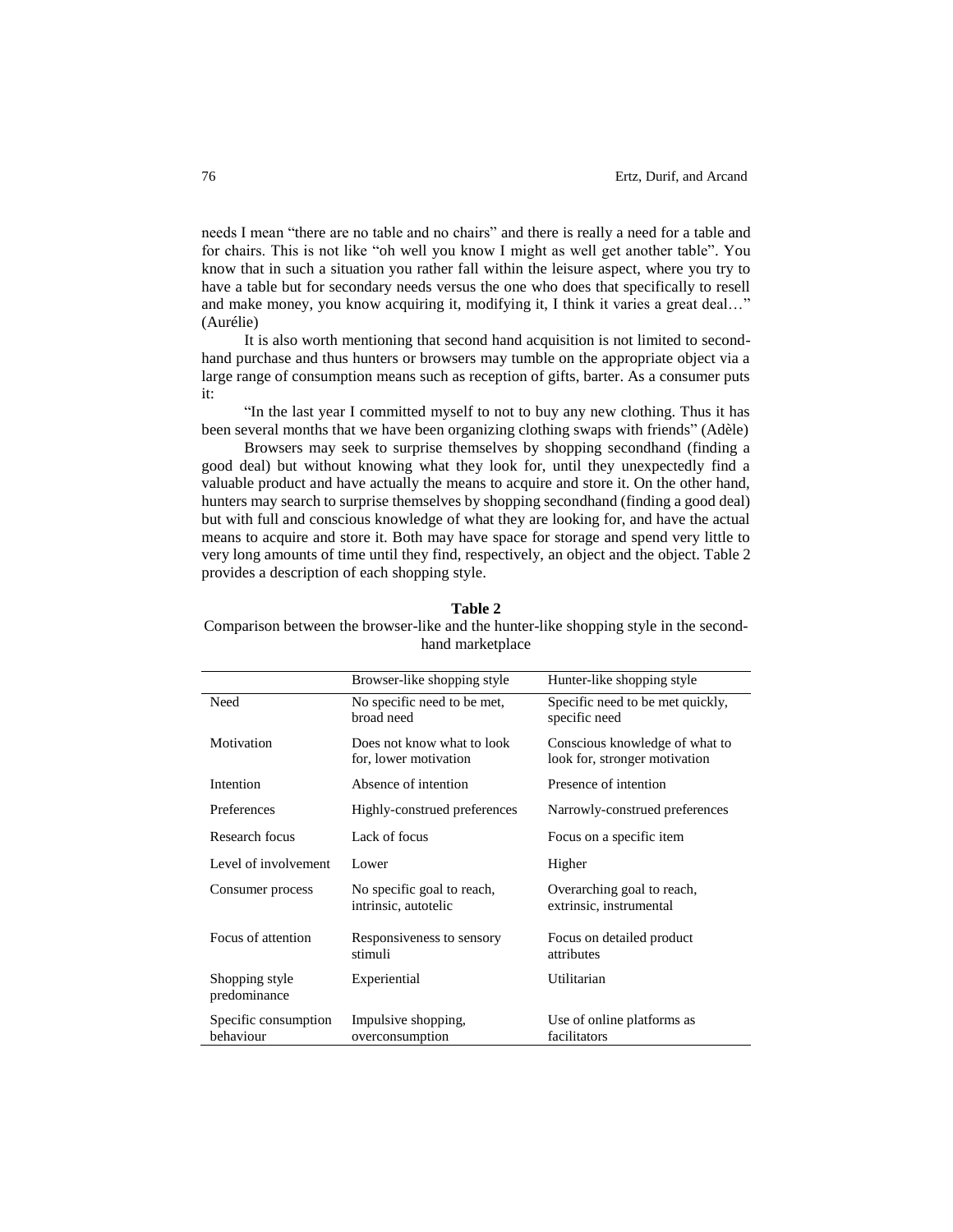needs I mean “there are no table and no chairs” and there is really a need for a table and for chairs. This is not like “oh well you know I might as well get another table”. You know that in such a situation you rather fall within the leisure aspect, where you try to have a table but for secondary needs versus the one who does that specifically to resell and make money, you know acquiring it, modifying it, I think it varies a great deal…” (Aurélie)

It is also worth mentioning that second hand acquisition is not limited to second-hand purchase and thus hunters or browsers may tumble on the appropriate object via a large range of consumption means such as reception of gifts, barter. As a consumer puts it:

“In the last year I committed myself to not to buy any new clothing. Thus it has been several months that we have been organizing clothing swaps with friends” (Adèle)

Browsers may seek to surprise themselves by shopping secondhand (finding a good deal) but without knowing what they look for, until they unexpectedly find a valuable product and have actually the means to acquire and store it. On the other hand, hunters may search to surprise themselves by shopping secondhand (finding a good deal) but with full and conscious knowledge of what they are looking for, and have the actual means to acquire and store it. Both may have space for storage and spend very little to very long amounts of time until they find, respectively, an object and the object. Table 2 provides a description of each shopping style.

**Table 2**
Comparison between the browser-like and the hunter-like shopping style in the second-hand marketplace

| | Browser-like shopping style | Hunter-like shopping style |
|---|---|---|
| Need | No specific need to be met, broad need | Specific need to be met quickly, specific need |
| Motivation | Does not know what to look for, lower motivation | Conscious knowledge of what to look for, stronger motivation |
| Intention | Absence of intention | Presence of intention |
| Preferences | Highly-construed preferences | Narrowly-construed preferences |
| Research focus | Lack of focus | Focus on a specific item |
| Level of involvement | Lower | Higher |
| Consumer process | No specific goal to reach, intrinsic, autotelic | Overarching goal to reach, extrinsic, instrumental |
| Focus of attention | Responsiveness to sensory stimuli | Focus on detailed product attributes |
| Shopping style predominance | Experiential | Utilitarian |
| Specific consumption behaviour | Impulsive shopping, overconsumption | Use of online platforms as facilitators |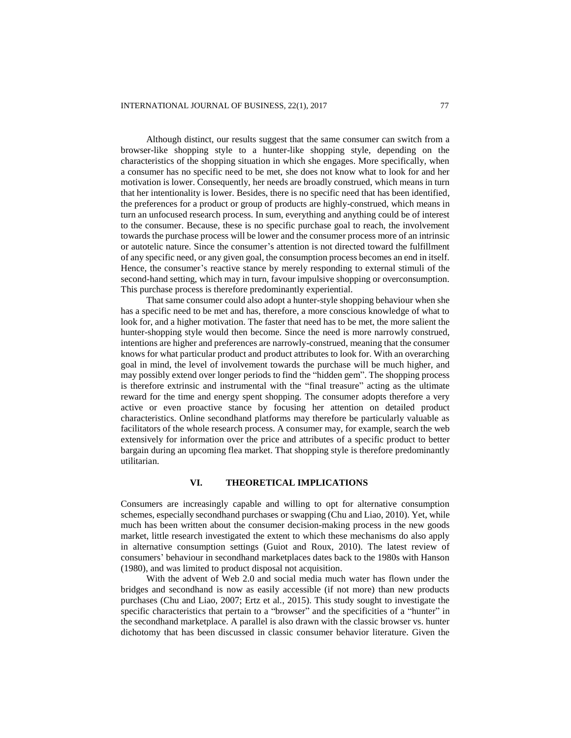Although distinct, our results suggest that the same consumer can switch from a browser-like shopping style to a hunter-like shopping style, depending on the characteristics of the shopping situation in which she engages. More specifically, when a consumer has no specific need to be met, she does not know what to look for and her motivation is lower. Consequently, her needs are broadly construed, which means in turn that her intentionality is lower. Besides, there is no specific need that has been identified, the preferences for a product or group of products are highly-construed, which means in turn an unfocused research process. In sum, everything and anything could be of interest to the consumer. Because, these is no specific purchase goal to reach, the involvement towards the purchase process will be lower and the consumer process more of an intrinsic or autotelic nature. Since the consumer's attention is not directed toward the fulfillment of any specific need, or any given goal, the consumption process becomes an end in itself. Hence, the consumer's reactive stance by merely responding to external stimuli of the second-hand setting, which may in turn, favour impulsive shopping or overconsumption. This purchase process is therefore predominantly experiential.

That same consumer could also adopt a hunter-style shopping behaviour when she has a specific need to be met and has, therefore, a more conscious knowledge of what to look for, and a higher motivation. The faster that need has to be met, the more salient the hunter-shopping style would then become. Since the need is more narrowly construed, intentions are higher and preferences are narrowly-construed, meaning that the consumer knows for what particular product and product attributes to look for. With an overarching goal in mind, the level of involvement towards the purchase will be much higher, and may possibly extend over longer periods to find the "hidden gem". The shopping process is therefore extrinsic and instrumental with the "final treasure" acting as the ultimate reward for the time and energy spent shopping. The consumer adopts therefore a very active or even proactive stance by focusing her attention on detailed product characteristics. Online secondhand platforms may therefore be particularly valuable as facilitators of the whole research process. A consumer may, for example, search the web extensively for information over the price and attributes of a specific product to better bargain during an upcoming flea market. That shopping style is therefore predominantly utilitarian.

## VI. THEORETICAL IMPLICATIONS

Consumers are increasingly capable and willing to opt for alternative consumption schemes, especially secondhand purchases or swapping (Chu and Liao, 2010). Yet, while much has been written about the consumer decision-making process in the new goods market, little research investigated the extent to which these mechanisms do also apply in alternative consumption settings (Guiot and Roux, 2010). The latest review of consumers' behaviour in secondhand marketplaces dates back to the 1980s with Hanson (1980), and was limited to product disposal not acquisition.

With the advent of Web 2.0 and social media much water has flown under the bridges and secondhand is now as easily accessible (if not more) than new products purchases (Chu and Liao, 2007; Ertz et al., 2015). This study sought to investigate the specific characteristics that pertain to a "browser" and the specificities of a "hunter" in the secondhand marketplace. A parallel is also drawn with the classic browser vs. hunter dichotomy that has been discussed in classic consumer behavior literature. Given the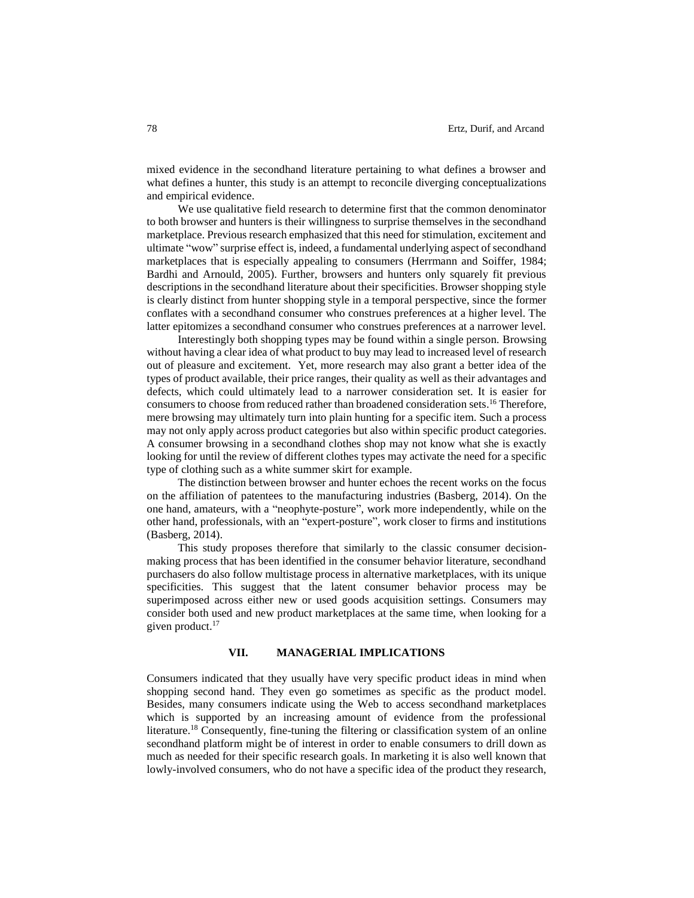mixed evidence in the secondhand literature pertaining to what defines a browser and what defines a hunter, this study is an attempt to reconcile diverging conceptualizations and empirical evidence.

We use qualitative field research to determine first that the common denominator to both browser and hunters is their willingness to surprise themselves in the secondhand marketplace. Previous research emphasized that this need for stimulation, excitement and ultimate "wow" surprise effect is, indeed, a fundamental underlying aspect of secondhand marketplaces that is especially appealing to consumers (Herrmann and Soiffer, 1984; Bardhi and Arnould, 2005). Further, browsers and hunters only squarely fit previous descriptions in the secondhand literature about their specificities. Browser shopping style is clearly distinct from hunter shopping style in a temporal perspective, since the former conflates with a secondhand consumer who construes preferences at a higher level. The latter epitomizes a secondhand consumer who construes preferences at a narrower level.

Interestingly both shopping types may be found within a single person. Browsing without having a clear idea of what product to buy may lead to increased level of research out of pleasure and excitement. Yet, more research may also grant a better idea of the types of product available, their price ranges, their quality as well as their advantages and defects, which could ultimately lead to a narrower consideration set. It is easier for consumers to choose from reduced rather than broadened consideration sets.[16] Therefore, mere browsing may ultimately turn into plain hunting for a specific item. Such a process may not only apply across product categories but also within specific product categories. A consumer browsing in a secondhand clothes shop may not know what she is exactly looking for until the review of different clothes types may activate the need for a specific type of clothing such as a white summer skirt for example.

The distinction between browser and hunter echoes the recent works on the focus on the affiliation of patentees to the manufacturing industries (Basberg, 2014). On the one hand, amateurs, with a "neophyte-posture", work more independently, while on the other hand, professionals, with an "expert-posture", work closer to firms and institutions (Basberg, 2014).

This study proposes therefore that similarly to the classic consumer decision-making process that has been identified in the consumer behavior literature, secondhand purchasers do also follow multistage process in alternative marketplaces, with its unique specificities. This suggest that the latent consumer behavior process may be superimposed across either new or used goods acquisition settings. Consumers may consider both used and new product marketplaces at the same time, when looking for a given product.[17]

## VII. MANAGERIAL IMPLICATIONS

Consumers indicated that they usually have very specific product ideas in mind when shopping second hand. They even go sometimes as specific as the product model. Besides, many consumers indicate using the Web to access secondhand marketplaces which is supported by an increasing amount of evidence from the professional literature.[18] Consequently, fine-tuning the filtering or classification system of an online secondhand platform might be of interest in order to enable consumers to drill down as much as needed for their specific research goals. In marketing it is also well known that lowly-involved consumers, who do not have a specific idea of the product they research,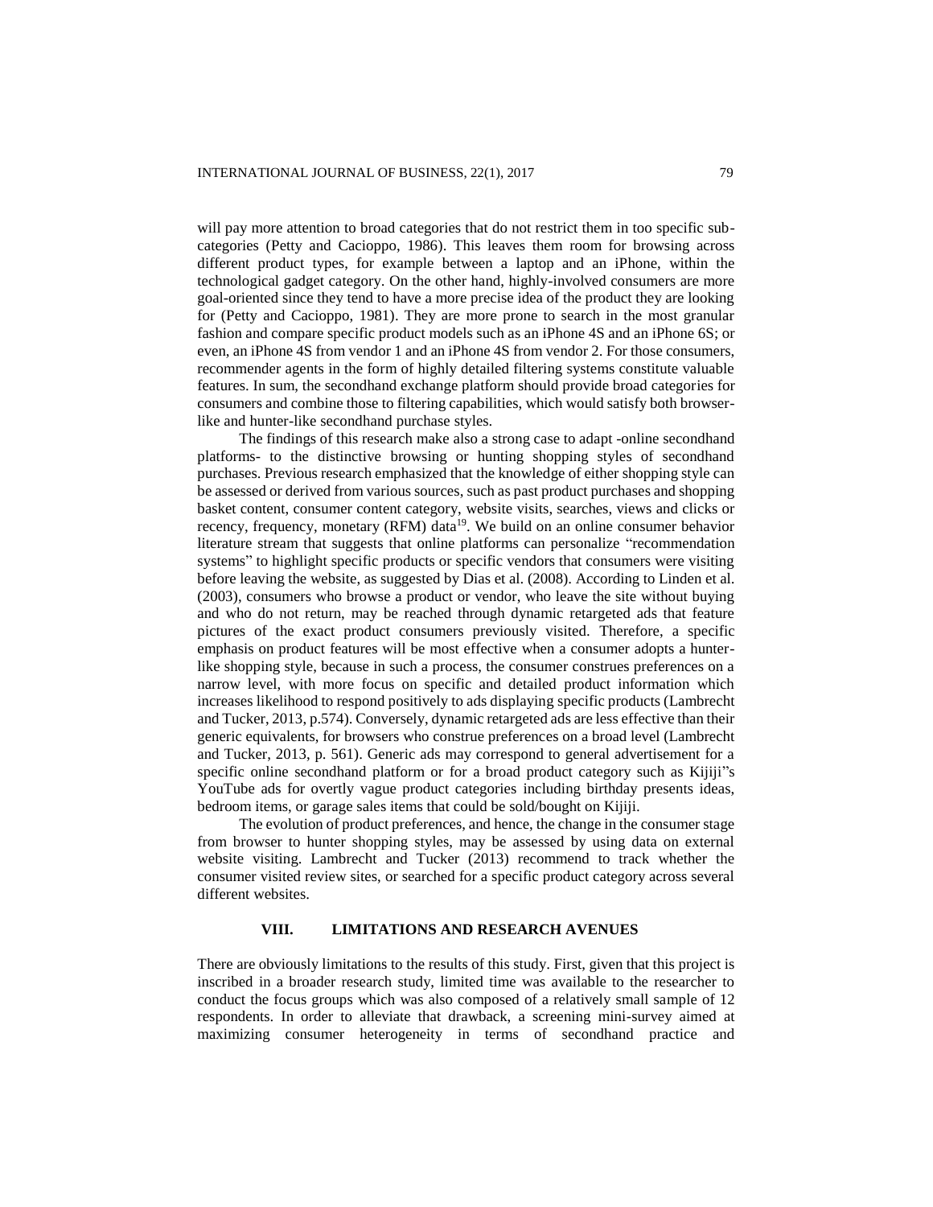will pay more attention to broad categories that do not restrict them in too specific sub-categories (Petty and Cacioppo, 1986). This leaves them room for browsing across different product types, for example between a laptop and an iPhone, within the technological gadget category. On the other hand, highly-involved consumers are more goal-oriented since they tend to have a more precise idea of the product they are looking for (Petty and Cacioppo, 1981). They are more prone to search in the most granular fashion and compare specific product models such as an iPhone 4S and an iPhone 6S; or even, an iPhone 4S from vendor 1 and an iPhone 4S from vendor 2. For those consumers, recommender agents in the form of highly detailed filtering systems constitute valuable features. In sum, the secondhand exchange platform should provide broad categories for consumers and combine those to filtering capabilities, which would satisfy both browser-like and hunter-like secondhand purchase styles.

The findings of this research make also a strong case to adapt -online secondhand platforms- to the distinctive browsing or hunting shopping styles of secondhand purchases. Previous research emphasized that the knowledge of either shopping style can be assessed or derived from various sources, such as past product purchases and shopping basket content, consumer content category, website visits, searches, views and clicks or recency, frequency, monetary (RFM) data[19]. We build on an online consumer behavior literature stream that suggests that online platforms can personalize "recommendation systems" to highlight specific products or specific vendors that consumers were visiting before leaving the website, as suggested by Dias et al. (2008). According to Linden et al. (2003), consumers who browse a product or vendor, who leave the site without buying and who do not return, may be reached through dynamic retargeted ads that feature pictures of the exact product consumers previously visited. Therefore, a specific emphasis on product features will be most effective when a consumer adopts a hunter-like shopping style, because in such a process, the consumer construes preferences on a narrow level, with more focus on specific and detailed product information which increases likelihood to respond positively to ads displaying specific products (Lambrecht and Tucker, 2013, p.574). Conversely, dynamic retargeted ads are less effective than their generic equivalents, for browsers who construe preferences on a broad level (Lambrecht and Tucker, 2013, p. 561). Generic ads may correspond to general advertisement for a specific online secondhand platform or for a broad product category such as Kijiji"s YouTube ads for overtly vague product categories including birthday presents ideas, bedroom items, or garage sales items that could be sold/bought on Kijiji.

The evolution of product preferences, and hence, the change in the consumer stage from browser to hunter shopping styles, may be assessed by using data on external website visiting. Lambrecht and Tucker (2013) recommend to track whether the consumer visited review sites, or searched for a specific product category across several different websites.

## VIII. LIMITATIONS AND RESEARCH AVENUES

There are obviously limitations to the results of this study. First, given that this project is inscribed in a broader research study, limited time was available to the researcher to conduct the focus groups which was also composed of a relatively small sample of 12 respondents. In order to alleviate that drawback, a screening mini-survey aimed at maximizing consumer heterogeneity in terms of secondhand practice and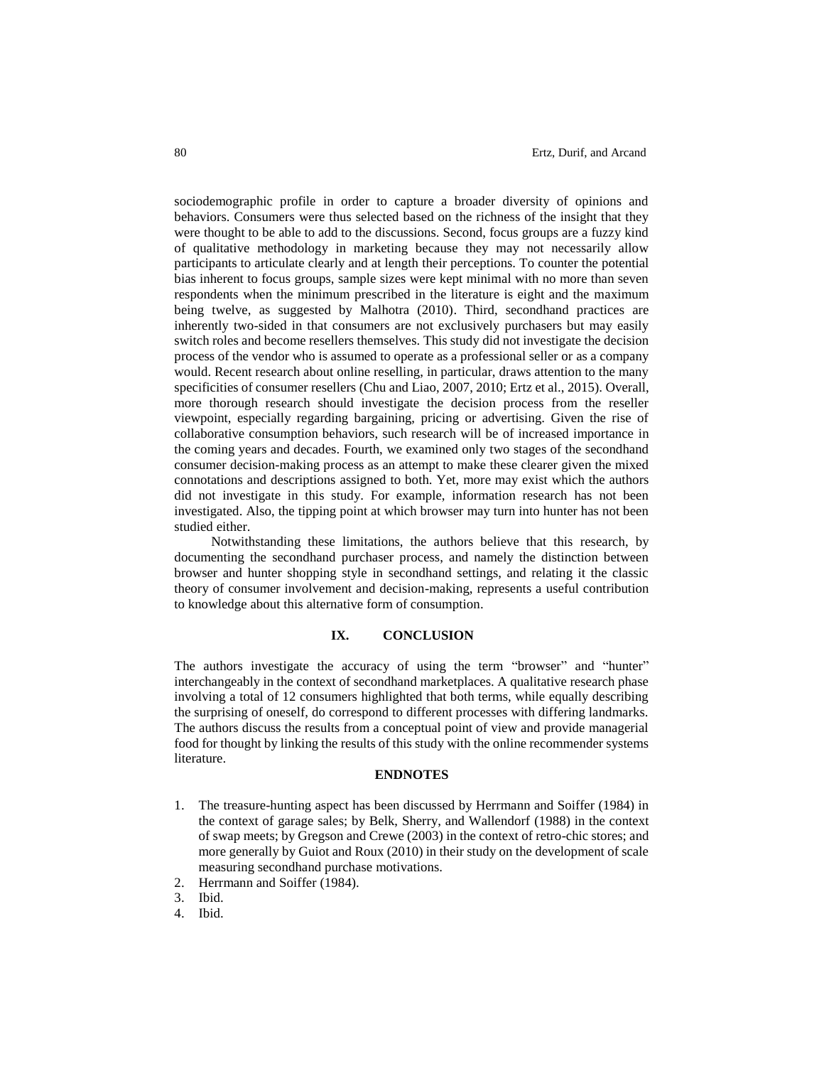sociodemographic profile in order to capture a broader diversity of opinions and behaviors. Consumers were thus selected based on the richness of the insight that they were thought to be able to add to the discussions. Second, focus groups are a fuzzy kind of qualitative methodology in marketing because they may not necessarily allow participants to articulate clearly and at length their perceptions. To counter the potential bias inherent to focus groups, sample sizes were kept minimal with no more than seven respondents when the minimum prescribed in the literature is eight and the maximum being twelve, as suggested by Malhotra (2010). Third, secondhand practices are inherently two-sided in that consumers are not exclusively purchasers but may easily switch roles and become resellers themselves. This study did not investigate the decision process of the vendor who is assumed to operate as a professional seller or as a company would. Recent research about online reselling, in particular, draws attention to the many specificities of consumer resellers (Chu and Liao, 2007, 2010; Ertz et al., 2015). Overall, more thorough research should investigate the decision process from the reseller viewpoint, especially regarding bargaining, pricing or advertising. Given the rise of collaborative consumption behaviors, such research will be of increased importance in the coming years and decades. Fourth, we examined only two stages of the secondhand consumer decision-making process as an attempt to make these clearer given the mixed connotations and descriptions assigned to both. Yet, more may exist which the authors did not investigate in this study. For example, information research has not been investigated. Also, the tipping point at which browser may turn into hunter has not been studied either.

Notwithstanding these limitations, the authors believe that this research, by documenting the secondhand purchaser process, and namely the distinction between browser and hunter shopping style in secondhand settings, and relating it the classic theory of consumer involvement and decision-making, represents a useful contribution to knowledge about this alternative form of consumption.

## IX. CONCLUSION

The authors investigate the accuracy of using the term "browser" and "hunter" interchangeably in the context of secondhand marketplaces. A qualitative research phase involving a total of 12 consumers highlighted that both terms, while equally describing the surprising of oneself, do correspond to different processes with differing landmarks. The authors discuss the results from a conceptual point of view and provide managerial food for thought by linking the results of this study with the online recommender systems literature.

## ENDNOTES

1. The treasure-hunting aspect has been discussed by Herrmann and Soiffer (1984) in the context of garage sales; by Belk, Sherry, and Wallendorf (1988) in the context of swap meets; by Gregson and Crewe (2003) in the context of retro-chic stores; and more generally by Guiot and Roux (2010) in their study on the development of scale measuring secondhand purchase motivations.
2. Herrmann and Soiffer (1984).
3. Ibid.
4. Ibid.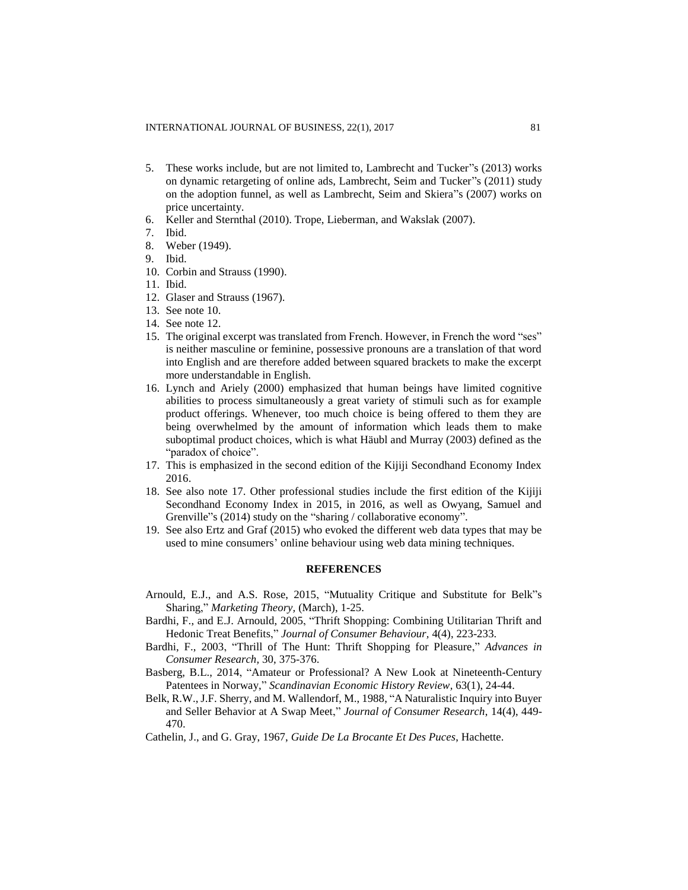5. These works include, but are not limited to, Lambrecht and Tucker"s (2013) works on dynamic retargeting of online ads, Lambrecht, Seim and Tucker"s (2011) study on the adoption funnel, as well as Lambrecht, Seim and Skiera"s (2007) works on price uncertainty.
6. Keller and Sternthal (2010). Trope, Lieberman, and Wakslak (2007).
7. Ibid.
8. Weber (1949).
9. Ibid.
10. Corbin and Strauss (1990).
11. Ibid.
12. Glaser and Strauss (1967).
13. See note 10.
14. See note 12.
15. The original excerpt was translated from French. However, in French the word "ses" is neither masculine or feminine, possessive pronouns are a translation of that word into English and are therefore added between squared brackets to make the excerpt more understandable in English.
16. Lynch and Ariely (2000) emphasized that human beings have limited cognitive abilities to process simultaneously a great variety of stimuli such as for example product offerings. Whenever, too much choice is being offered to them they are being overwhelmed by the amount of information which leads them to make suboptimal product choices, which is what Häubl and Murray (2003) defined as the "paradox of choice".
17. This is emphasized in the second edition of the Kijiji Secondhand Economy Index 2016.
18. See also note 17. Other professional studies include the first edition of the Kijiji Secondhand Economy Index in 2015, in 2016, as well as Owyang, Samuel and Grenville"s (2014) study on the "sharing / collaborative economy".
19. See also Ertz and Graf (2015) who evoked the different web data types that may be used to mine consumers' online behaviour using web data mining techniques.

## REFERENCES

Arnould, E.J., and A.S. Rose, 2015, "Mutuality Critique and Substitute for Belk"s Sharing," *Marketing Theory,* (March), 1-25.

Bardhi, F., and E.J. Arnould, 2005, "Thrift Shopping: Combining Utilitarian Thrift and Hedonic Treat Benefits," *Journal of Consumer Behaviour,* 4(4), 223-233.

Bardhi, F., 2003, "Thrill of The Hunt: Thrift Shopping for Pleasure," *Advances in Consumer Research,* 30, 375-376.

Basberg, B.L., 2014, "Amateur or Professional? A New Look at Nineteenth-Century Patentees in Norway," *Scandinavian Economic History Review,* 63(1), 24-44.

Belk, R.W., J.F. Sherry, and M. Wallendorf, M., 1988, "A Naturalistic Inquiry into Buyer and Seller Behavior at A Swap Meet," *Journal of Consumer Research,* 14(4), 449-470.

Cathelin, J., and G. Gray, 1967, *Guide De La Brocante Et Des Puces,* Hachette.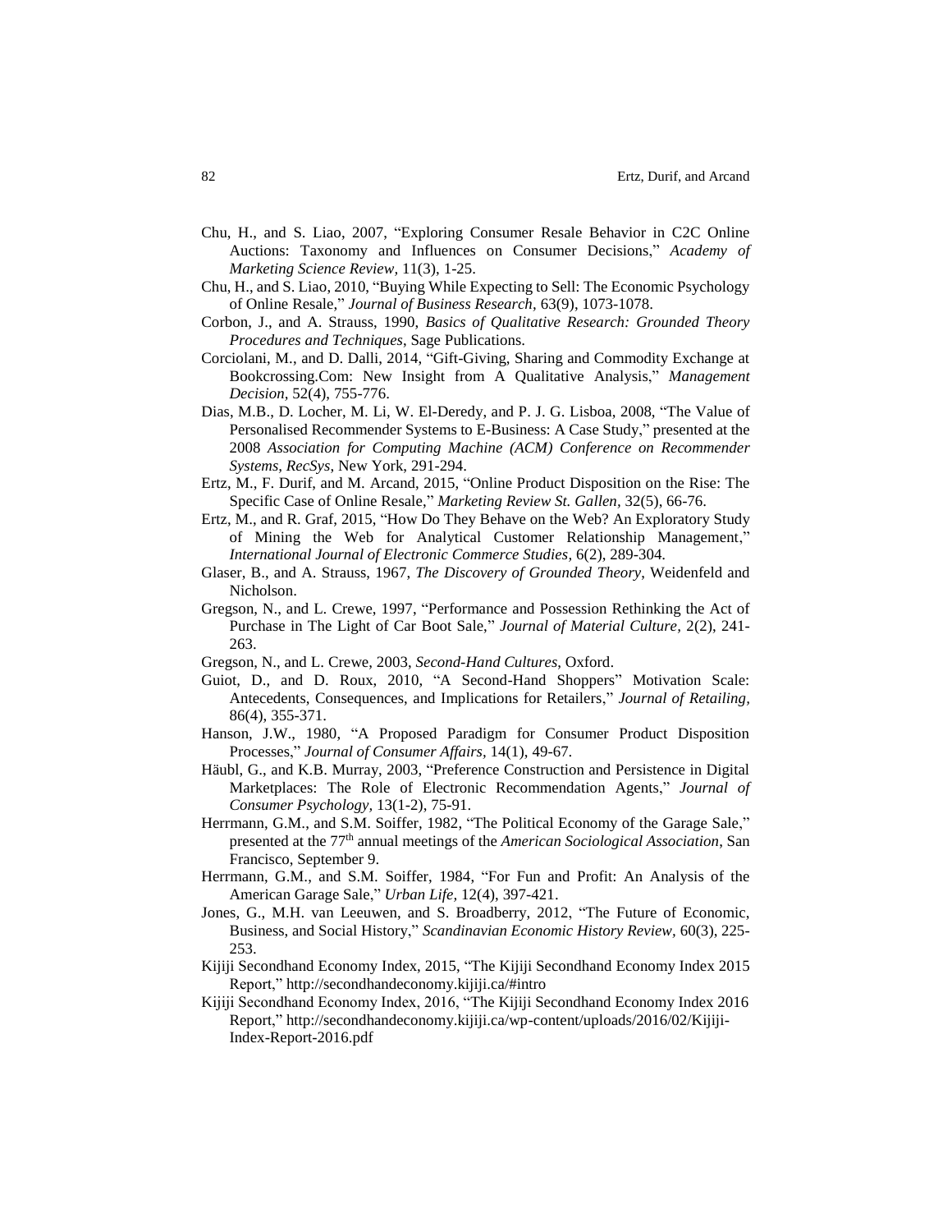Chu, H., and S. Liao, 2007, "Exploring Consumer Resale Behavior in C2C Online Auctions: Taxonomy and Influences on Consumer Decisions," *Academy of Marketing Science Review*, 11(3), 1-25.

Chu, H., and S. Liao, 2010, "Buying While Expecting to Sell: The Economic Psychology of Online Resale," *Journal of Business Research*, 63(9), 1073-1078.

Corbon, J., and A. Strauss, 1990, *Basics of Qualitative Research: Grounded Theory Procedures and Techniques*, Sage Publications.

Corciolani, M., and D. Dalli, 2014, "Gift-Giving, Sharing and Commodity Exchange at Bookcrossing.Com: New Insight from A Qualitative Analysis," *Management Decision*, 52(4), 755-776.

Dias, M.B., D. Locher, M. Li, W. El-Deredy, and P. J. G. Lisboa, 2008, "The Value of Personalised Recommender Systems to E-Business: A Case Study," presented at the 2008 *Association for Computing Machine (ACM) Conference on Recommender Systems, RecSys*, New York, 291-294.

Ertz, M., F. Durif, and M. Arcand, 2015, "Online Product Disposition on the Rise: The Specific Case of Online Resale," *Marketing Review St. Gallen*, 32(5), 66-76.

Ertz, M., and R. Graf, 2015, "How Do They Behave on the Web? An Exploratory Study of Mining the Web for Analytical Customer Relationship Management," *International Journal of Electronic Commerce Studies*, 6(2), 289-304.

Glaser, B., and A. Strauss, 1967, *The Discovery of Grounded Theory*, Weidenfeld and Nicholson.

Gregson, N., and L. Crewe, 1997, "Performance and Possession Rethinking the Act of Purchase in The Light of Car Boot Sale," *Journal of Material Culture*, 2(2), 241-263.

Gregson, N., and L. Crewe, 2003, *Second-Hand Cultures*, Oxford.

Guiot, D., and D. Roux, 2010, "A Second-Hand Shoppers" Motivation Scale: Antecedents, Consequences, and Implications for Retailers," *Journal of Retailing*, 86(4), 355-371.

Hanson, J.W., 1980, "A Proposed Paradigm for Consumer Product Disposition Processes," *Journal of Consumer Affairs*, 14(1), 49-67.

Häubl, G., and K.B. Murray, 2003, "Preference Construction and Persistence in Digital Marketplaces: The Role of Electronic Recommendation Agents," *Journal of Consumer Psychology*, 13(1-2), 75-91.

Herrmann, G.M., and S.M. Soiffer, 1982, "The Political Economy of the Garage Sale," presented at the 77th annual meetings of the *American Sociological Association*, San Francisco, September 9.

Herrmann, G.M., and S.M. Soiffer, 1984, "For Fun and Profit: An Analysis of the American Garage Sale," *Urban Life*, 12(4), 397-421.

Jones, G., M.H. van Leeuwen, and S. Broadberry, 2012, "The Future of Economic, Business, and Social History," *Scandinavian Economic History Review*, 60(3), 225-253.

Kijiji Secondhand Economy Index, 2015, "The Kijiji Secondhand Economy Index 2015 Report," http://secondhandeconomy.kijiji.ca/#intro

Kijiji Secondhand Economy Index, 2016, "The Kijiji Secondhand Economy Index 2016 Report," http://secondhandeconomy.kijiji.ca/wp-content/uploads/2016/02/Kijiji-Index-Report-2016.pdf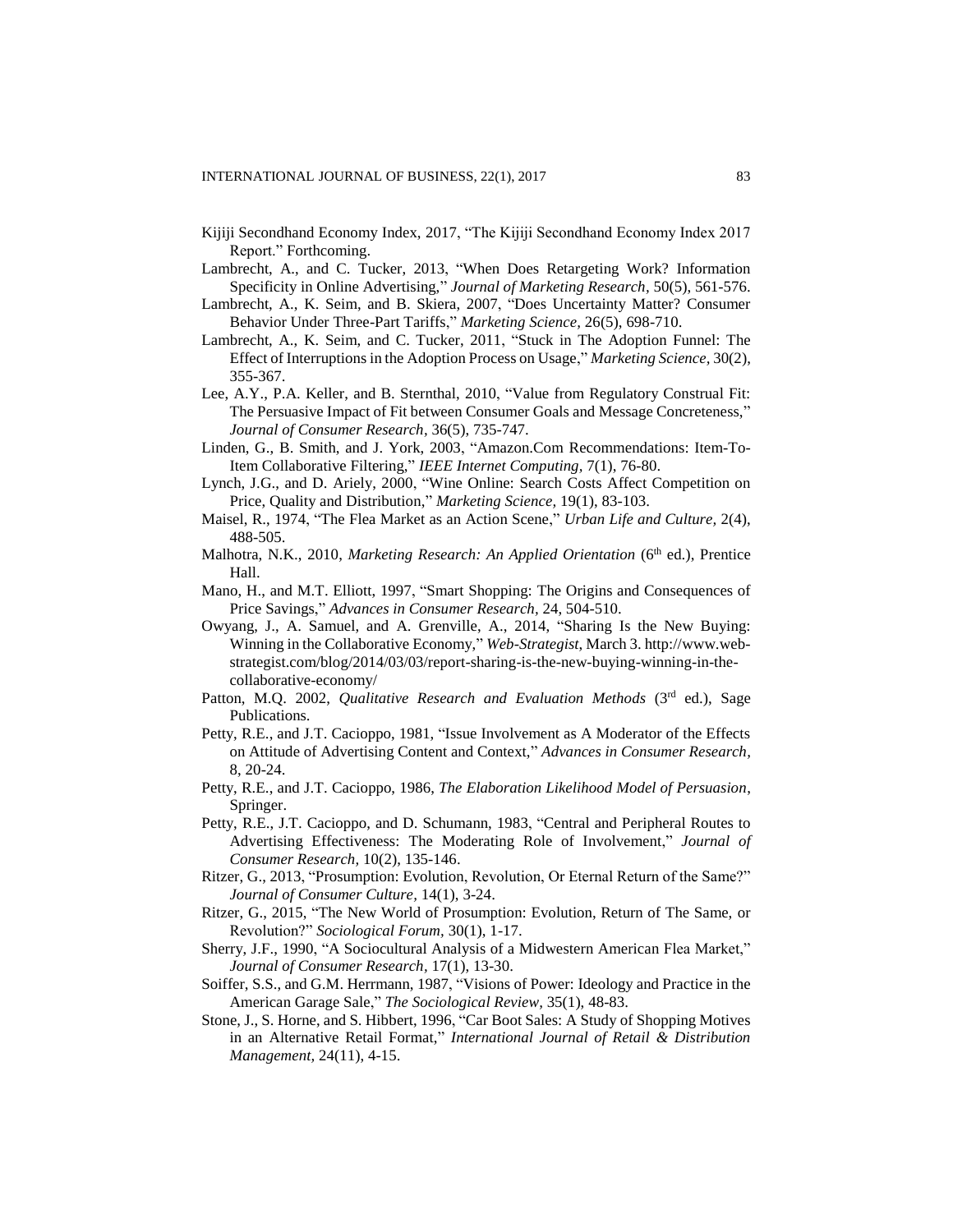Kijiji Secondhand Economy Index, 2017, "The Kijiji Secondhand Economy Index 2017 Report." Forthcoming.

Lambrecht, A., and C. Tucker, 2013, "When Does Retargeting Work? Information Specificity in Online Advertising," *Journal of Marketing Research*, 50(5), 561-576.

Lambrecht, A., K. Seim, and B. Skiera, 2007, "Does Uncertainty Matter? Consumer Behavior Under Three-Part Tariffs," *Marketing Science*, 26(5), 698-710.

Lambrecht, A., K. Seim, and C. Tucker, 2011, "Stuck in The Adoption Funnel: The Effect of Interruptions in the Adoption Process on Usage," *Marketing Science*, 30(2), 355-367.

Lee, A.Y., P.A. Keller, and B. Sternthal, 2010, "Value from Regulatory Construal Fit: The Persuasive Impact of Fit between Consumer Goals and Message Concreteness," *Journal of Consumer Research*, 36(5), 735-747.

Linden, G., B. Smith, and J. York, 2003, "Amazon.Com Recommendations: Item-To-Item Collaborative Filtering," *IEEE Internet Computing*, 7(1), 76-80.

Lynch, J.G., and D. Ariely, 2000, "Wine Online: Search Costs Affect Competition on Price, Quality and Distribution," *Marketing Science*, 19(1), 83-103.

Maisel, R., 1974, "The Flea Market as an Action Scene," *Urban Life and Culture*, 2(4), 488-505.

Malhotra, N.K., 2010, *Marketing Research: An Applied Orientation* (6th ed.), Prentice Hall.

Mano, H., and M.T. Elliott, 1997, "Smart Shopping: The Origins and Consequences of Price Savings," *Advances in Consumer Research*, 24, 504-510.

Owyang, J., A. Samuel, and A. Grenville, A., 2014, "Sharing Is the New Buying: Winning in the Collaborative Economy," *Web-Strategist*, March 3. http://www.web-strategist.com/blog/2014/03/03/report-sharing-is-the-new-buying-winning-in-the-collaborative-economy/

Patton, M.Q. 2002, *Qualitative Research and Evaluation Methods* (3rd ed.), Sage Publications.

Petty, R.E., and J.T. Cacioppo, 1981, "Issue Involvement as A Moderator of the Effects on Attitude of Advertising Content and Context," *Advances in Consumer Research*, 8, 20-24.

Petty, R.E., and J.T. Cacioppo, 1986, *The Elaboration Likelihood Model of Persuasion*, Springer.

Petty, R.E., J.T. Cacioppo, and D. Schumann, 1983, "Central and Peripheral Routes to Advertising Effectiveness: The Moderating Role of Involvement," *Journal of Consumer Research*, 10(2), 135-146.

Ritzer, G., 2013, "Prosumption: Evolution, Revolution, Or Eternal Return of the Same?" *Journal of Consumer Culture*, 14(1), 3-24.

Ritzer, G., 2015, "The New World of Prosumption: Evolution, Return of The Same, or Revolution?" *Sociological Forum*, 30(1), 1-17.

Sherry, J.F., 1990, "A Sociocultural Analysis of a Midwestern American Flea Market," *Journal of Consumer Research*, 17(1), 13-30.

Soiffer, S.S., and G.M. Herrmann, 1987, "Visions of Power: Ideology and Practice in the American Garage Sale," *The Sociological Review*, 35(1), 48-83.

Stone, J., S. Horne, and S. Hibbert, 1996, "Car Boot Sales: A Study of Shopping Motives in an Alternative Retail Format," *International Journal of Retail & Distribution Management*, 24(11), 4-15.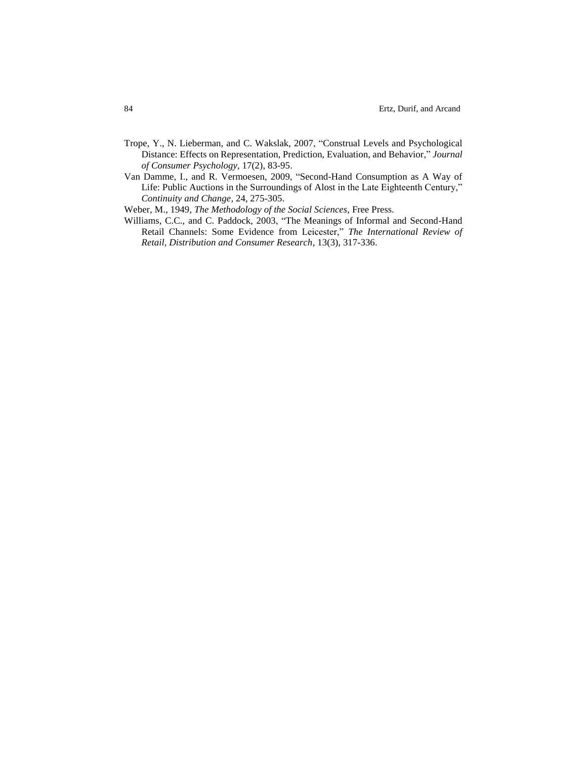Trope, Y., N. Lieberman, and C. Wakslak, 2007, “Construal Levels and Psychological Distance: Effects on Representation, Prediction, Evaluation, and Behavior,” *Journal of Consumer Psychology,* 17(2), 83-95.

Van Damme, I., and R. Vermoesen, 2009, “Second-Hand Consumption as A Way of Life: Public Auctions in the Surroundings of Alost in the Late Eighteenth Century,” *Continuity and Change,* 24, 275-305.

Weber, M., 1949, *The Methodology of the Social Sciences*, Free Press.

Williams, C.C., and C. Paddock, 2003, “The Meanings of Informal and Second-Hand Retail Channels: Some Evidence from Leicester,” *The International Review of Retail, Distribution and Consumer Research,* 13(3), 317-336.